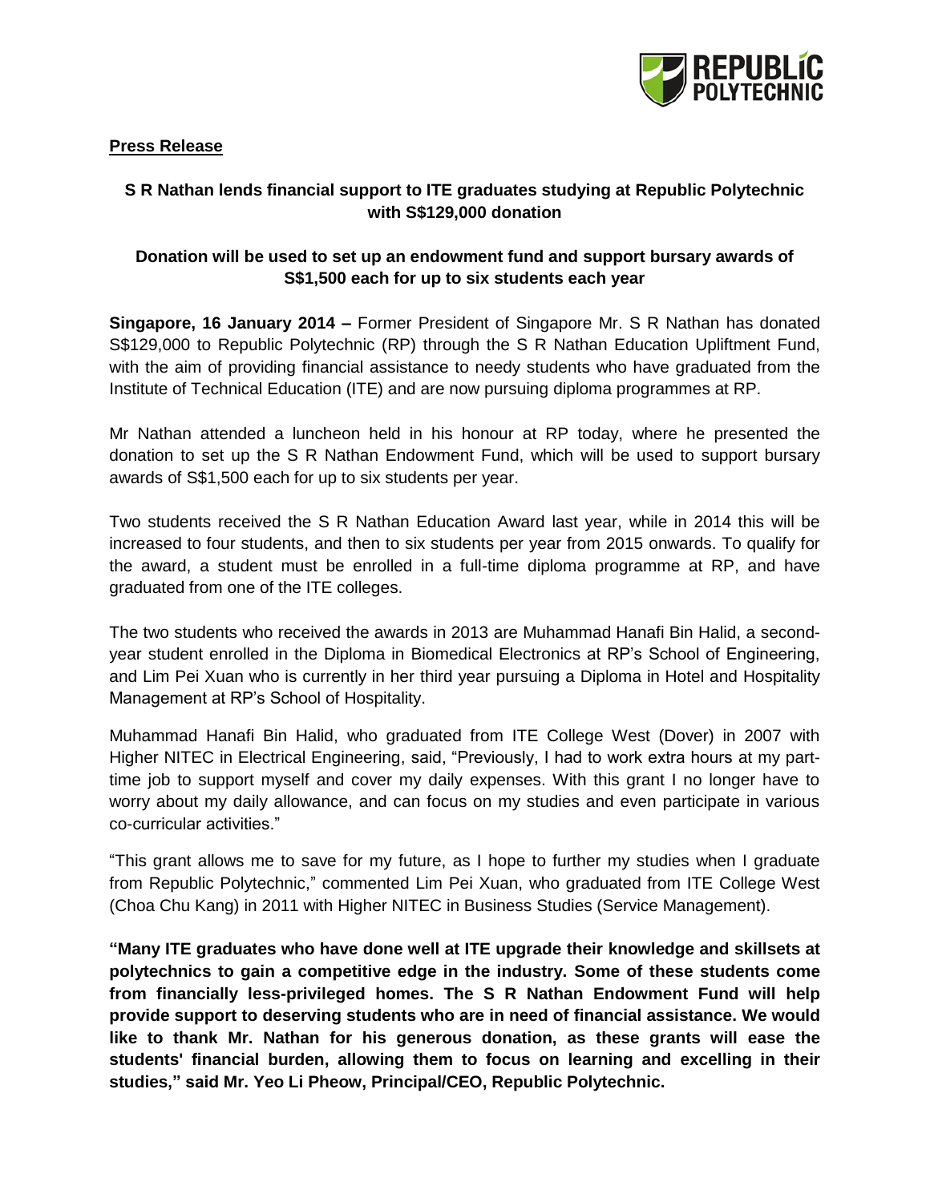**Press Release**

## S R Nathan lends financial support to ITE graduates studying at Republic Polytechnic with S$129,000 donation

### Donation will be used to set up an endowment fund and support bursary awards of S$1,500 each for up to six students each year

**Singapore, 16 January 2014 –** Former President of Singapore Mr. S R Nathan has donated S$129,000 to Republic Polytechnic (RP) through the S R Nathan Education Upliftment Fund, with the aim of providing financial assistance to needy students who have graduated from the Institute of Technical Education (ITE) and are now pursuing diploma programmes at RP.

Mr Nathan attended a luncheon held in his honour at RP today, where he presented the donation to set up the S R Nathan Endowment Fund, which will be used to support bursary awards of S$1,500 each for up to six students per year.

Two students received the S R Nathan Education Award last year, while in 2014 this will be increased to four students, and then to six students per year from 2015 onwards. To qualify for the award, a student must be enrolled in a full-time diploma programme at RP, and have graduated from one of the ITE colleges.

The two students who received the awards in 2013 are Muhammad Hanafi Bin Halid, a second-year student enrolled in the Diploma in Biomedical Electronics at RP's School of Engineering, and Lim Pei Xuan who is currently in her third year pursuing a Diploma in Hotel and Hospitality Management at RP's School of Hospitality.

Muhammad Hanafi Bin Halid, who graduated from ITE College West (Dover) in 2007 with Higher NITEC in Electrical Engineering, said, "Previously, I had to work extra hours at my part-time job to support myself and cover my daily expenses. With this grant I no longer have to worry about my daily allowance, and can focus on my studies and even participate in various co-curricular activities."

"This grant allows me to save for my future, as I hope to further my studies when I graduate from Republic Polytechnic," commented Lim Pei Xuan, who graduated from ITE College West (Choa Chu Kang) in 2011 with Higher NITEC in Business Studies (Service Management).

**"Many ITE graduates who have done well at ITE upgrade their knowledge and skillsets at polytechnics to gain a competitive edge in the industry. Some of these students come from financially less-privileged homes. The S R Nathan Endowment Fund will help provide support to deserving students who are in need of financial assistance. We would like to thank Mr. Nathan for his generous donation, as these grants will ease the students' financial burden, allowing them to focus on learning and excelling in their studies," said Mr. Yeo Li Pheow, Principal/CEO, Republic Polytechnic.**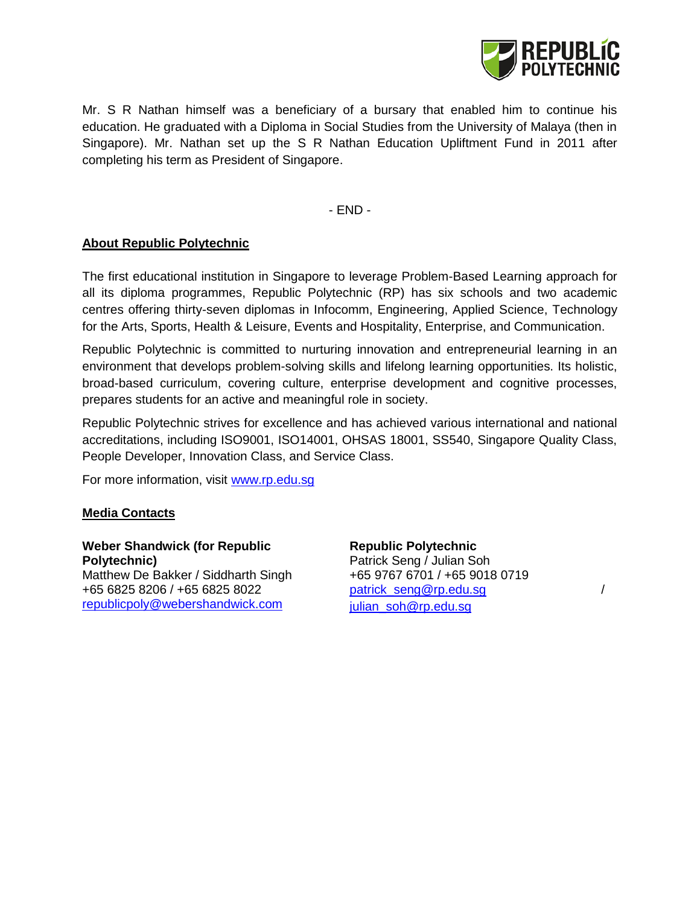Mr. S R Nathan himself was a beneficiary of a bursary that enabled him to continue his education. He graduated with a Diploma in Social Studies from the University of Malaya (then in Singapore). Mr. Nathan set up the S R Nathan Education Upliftment Fund in 2011 after completing his term as President of Singapore.

- END -

**About Republic Polytechnic**

The first educational institution in Singapore to leverage Problem-Based Learning approach for all its diploma programmes, Republic Polytechnic (RP) has six schools and two academic centres offering thirty-seven diplomas in Infocomm, Engineering, Applied Science, Technology for the Arts, Sports, Health & Leisure, Events and Hospitality, Enterprise, and Communication.

Republic Polytechnic is committed to nurturing innovation and entrepreneurial learning in an environment that develops problem-solving skills and lifelong learning opportunities. Its holistic, broad-based curriculum, covering culture, enterprise development and cognitive processes, prepares students for an active and meaningful role in society.

Republic Polytechnic strives for excellence and has achieved various international and national accreditations, including ISO9001, ISO14001, OHSAS 18001, SS540, Singapore Quality Class, People Developer, Innovation Class, and Service Class.

For more information, visit www.rp.edu.sg

**Media Contacts**

**Weber Shandwick (for Republic Polytechnic)**
Matthew De Bakker / Siddharth Singh
+65 6825 8206 / +65 6825 8022
republicpoly@webershandwick.com

**Republic Polytechnic**
Patrick Seng / Julian Soh
+65 9767 6701 / +65 9018 0719
patrick_seng@rp.edu.sg / julian_soh@rp.edu.sg